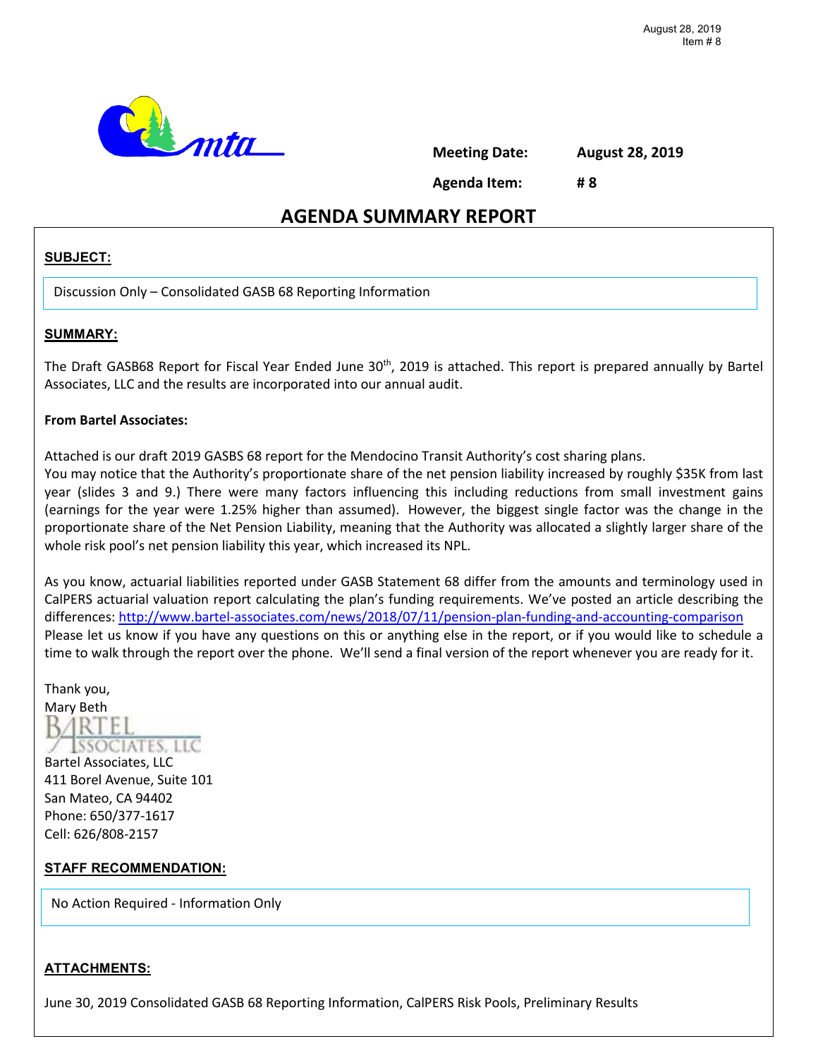August 28, 2019
Item # 8

**Meeting Date:** **August 28, 2019**

**Agenda Item:** **# 8**

# AGENDA SUMMARY REPORT

**SUBJECT:**

Discussion Only – Consolidated GASB 68 Reporting Information

**SUMMARY:**

The Draft GASB68 Report for Fiscal Year Ended June 30th, 2019 is attached. This report is prepared annually by Bartel Associates, LLC and the results are incorporated into our annual audit.

**From Bartel Associates:**

Attached is our draft 2019 GASBS 68 report for the Mendocino Transit Authority's cost sharing plans.
You may notice that the Authority's proportionate share of the net pension liability increased by roughly $35K from last year (slides 3 and 9.) There were many factors influencing this including reductions from small investment gains (earnings for the year were 1.25% higher than assumed). However, the biggest single factor was the change in the proportionate share of the Net Pension Liability, meaning that the Authority was allocated a slightly larger share of the whole risk pool's net pension liability this year, which increased its NPL.

As you know, actuarial liabilities reported under GASB Statement 68 differ from the amounts and terminology used in CalPERS actuarial valuation report calculating the plan's funding requirements. We've posted an article describing the differences: http://www.bartel-associates.com/news/2018/07/11/pension-plan-funding-and-accounting-comparison
Please let us know if you have any questions on this or anything else in the report, or if you would like to schedule a time to walk through the report over the phone. We'll send a final version of the report whenever you are ready for it.

Thank you,
Mary Beth
Bartel Associates, LLC
Bartel Associates, LLC
411 Borel Avenue, Suite 101
San Mateo, CA 94402
Phone: 650/377-1617
Cell: 626/808-2157

**STAFF RECOMMENDATION:**

No Action Required - Information Only

**ATTACHMENTS:**

June 30, 2019 Consolidated GASB 68 Reporting Information, CalPERS Risk Pools, Preliminary Results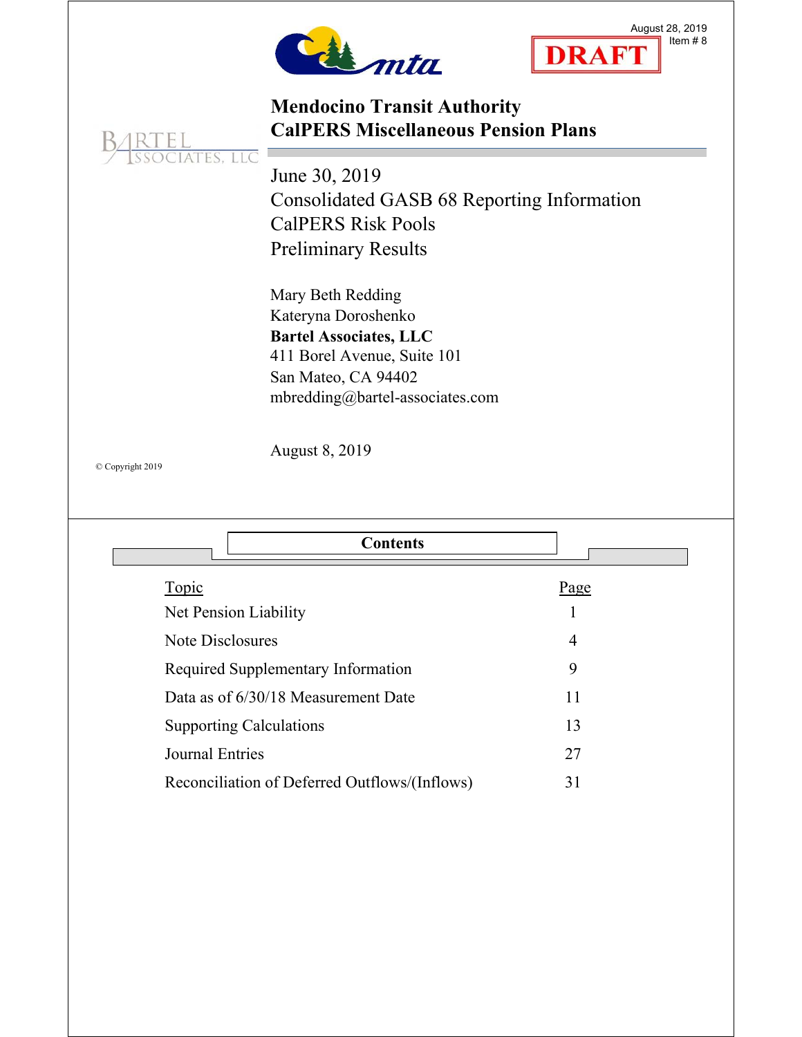August 28, 2019
Item # 8

DRAFT

# Mendocino Transit Authority
# CalPERS Miscellaneous Pension Plans

June 30, 2019
Consolidated GASB 68 Reporting Information
CalPERS Risk Pools
Preliminary Results

Mary Beth Redding
Kateryna Doroshenko
**Bartel Associates, LLC**
411 Borel Avenue, Suite 101
San Mateo, CA 94402
mbredding@bartel-associates.com

August 8, 2019

© Copyright 2019

## Contents

| Topic | Page |
|---|---|
| Net Pension Liability | 1 |
| Note Disclosures | 4 |
| Required Supplementary Information | 9 |
| Data as of 6/30/18 Measurement Date | 11 |
| Supporting Calculations | 13 |
| Journal Entries | 27 |
| Reconciliation of Deferred Outflows/(Inflows) | 31 |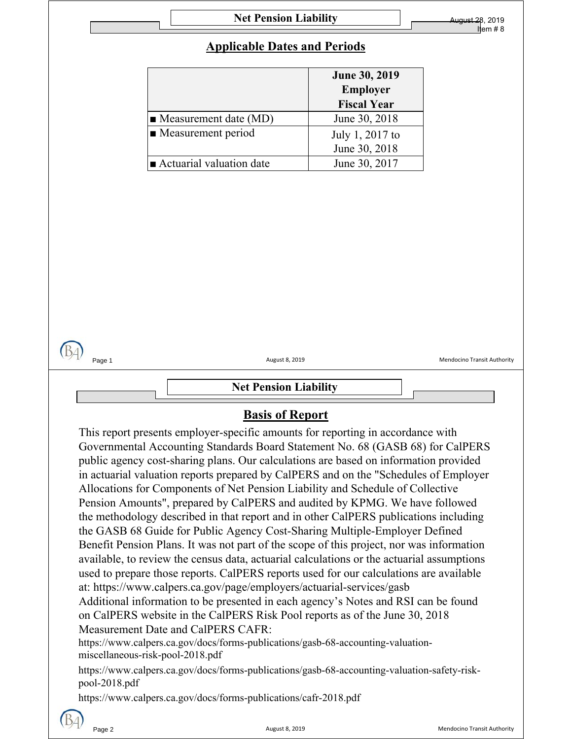## Net Pension Liability

### Applicable Dates and Periods

| | June 30, 2019 Employer Fiscal Year |
|---|---|
| ■ Measurement date (MD) | June 30, 2018 |
| ■ Measurement period | July 1, 2017 to June 30, 2018 |
| ■ Actuarial valuation date | June 30, 2017 |

## Net Pension Liability

### Basis of Report

This report presents employer-specific amounts for reporting in accordance with Governmental Accounting Standards Board Statement No. 68 (GASB 68) for CalPERS public agency cost-sharing plans. Our calculations are based on information provided in actuarial valuation reports prepared by CalPERS and on the "Schedules of Employer Allocations for Components of Net Pension Liability and Schedule of Collective Pension Amounts", prepared by CalPERS and audited by KPMG. We have followed the methodology described in that report and in other CalPERS publications including the GASB 68 Guide for Public Agency Cost-Sharing Multiple-Employer Defined Benefit Pension Plans. It was not part of the scope of this project, nor was information available, to review the census data, actuarial calculations or the actuarial assumptions used to prepare those reports. CalPERS reports used for our calculations are available at: https://www.calpers.ca.gov/page/employers/actuarial-services/gasb

Additional information to be presented in each agency's Notes and RSI can be found on CalPERS website in the CalPERS Risk Pool reports as of the June 30, 2018 Measurement Date and CalPERS CAFR:

https://www.calpers.ca.gov/docs/forms-publications/gasb-68-accounting-valuation-miscellaneous-risk-pool-2018.pdf

https://www.calpers.ca.gov/docs/forms-publications/gasb-68-accounting-valuation-safety-risk-pool-2018.pdf

https://www.calpers.ca.gov/docs/forms-publications/cafr-2018.pdf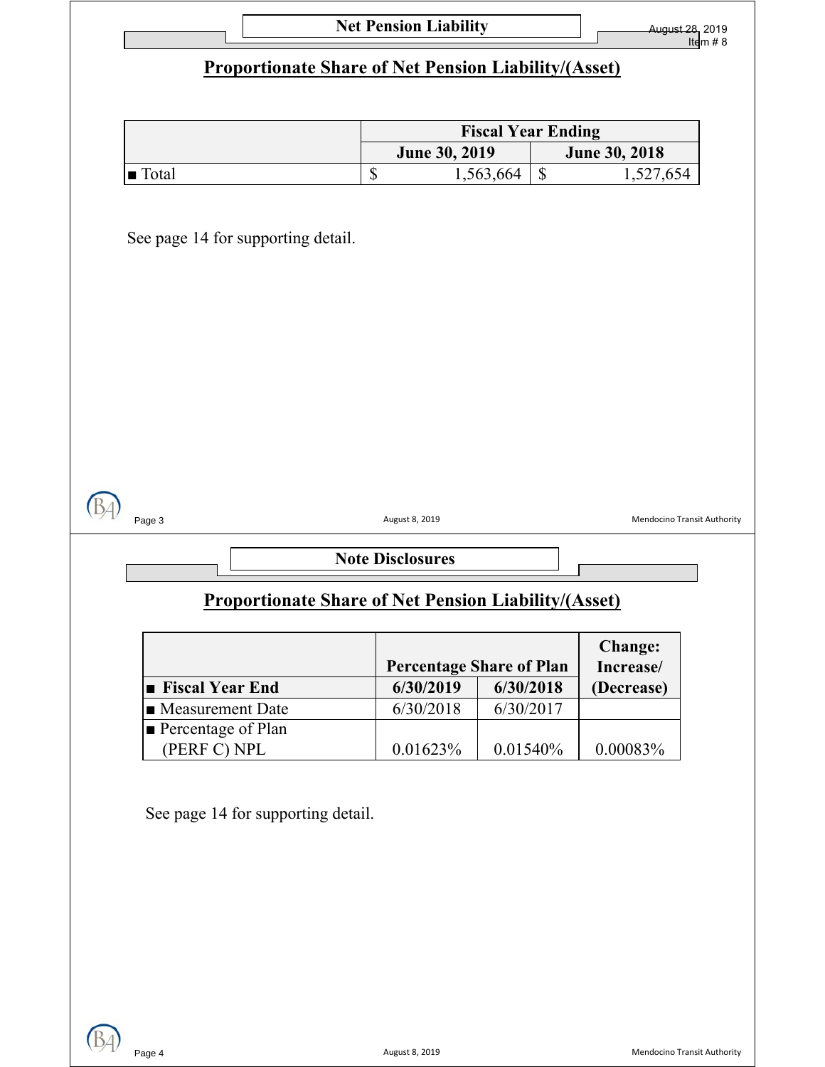## Net Pension Liability

# Proportionate Share of Net Pension Liability/(Asset)

| | Fiscal Year Ending | |
|---|---|---|
| | June 30, 2019 | June 30, 2018 |
| ■ Total | $ 1,563,664 | $ 1,527,654 |

See page 14 for supporting detail.

## Note Disclosures

# Proportionate Share of Net Pension Liability/(Asset)

| | Percentage Share of Plan | | Change: Increase/ |
|---|---|---|---|
| **■ Fiscal Year End** | **6/30/2019** | **6/30/2018** | **(Decrease)** |
| ■ Measurement Date | 6/30/2018 | 6/30/2017 | |
| ■ Percentage of Plan (PERF C) NPL | 0.01623% | 0.01540% | 0.00083% |

See page 14 for supporting detail.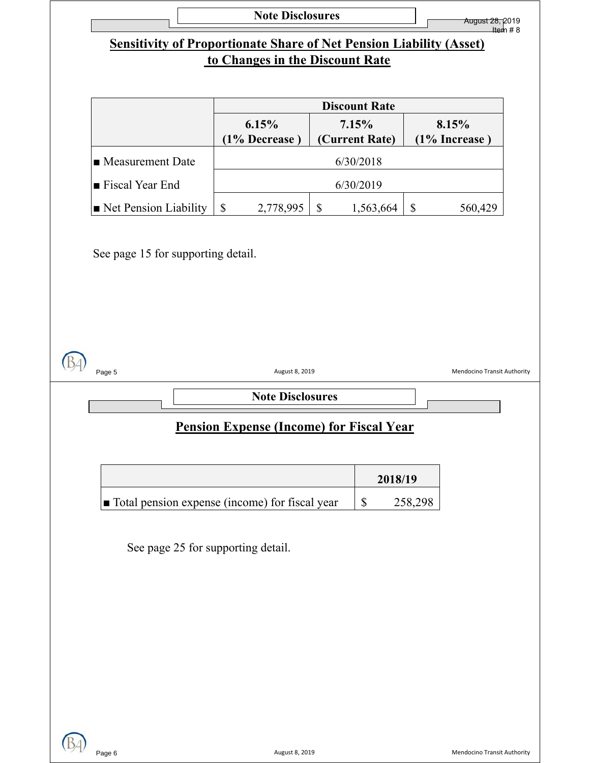## Note Disclosures

### Sensitivity of Proportionate Share of Net Pension Liability (Asset) to Changes in the Discount Rate

| | Discount Rate | | |
|---|---|---|---|
| | 6.15% (1% Decrease ) | 7.15% (Current Rate) | 8.15% (1% Increase ) |
| ■ Measurement Date | 6/30/2018 | | |
| ■ Fiscal Year End | 6/30/2019 | | |
| ■ Net Pension Liability | $ 2,778,995 | $ 1,563,664 | $ 560,429 |

See page 15 for supporting detail.

## Note Disclosures

### Pension Expense (Income) for Fiscal Year

| | 2018/19 |
|---|---|
| ■ Total pension expense (income) for fiscal year | $ 258,298 |

See page 25 for supporting detail.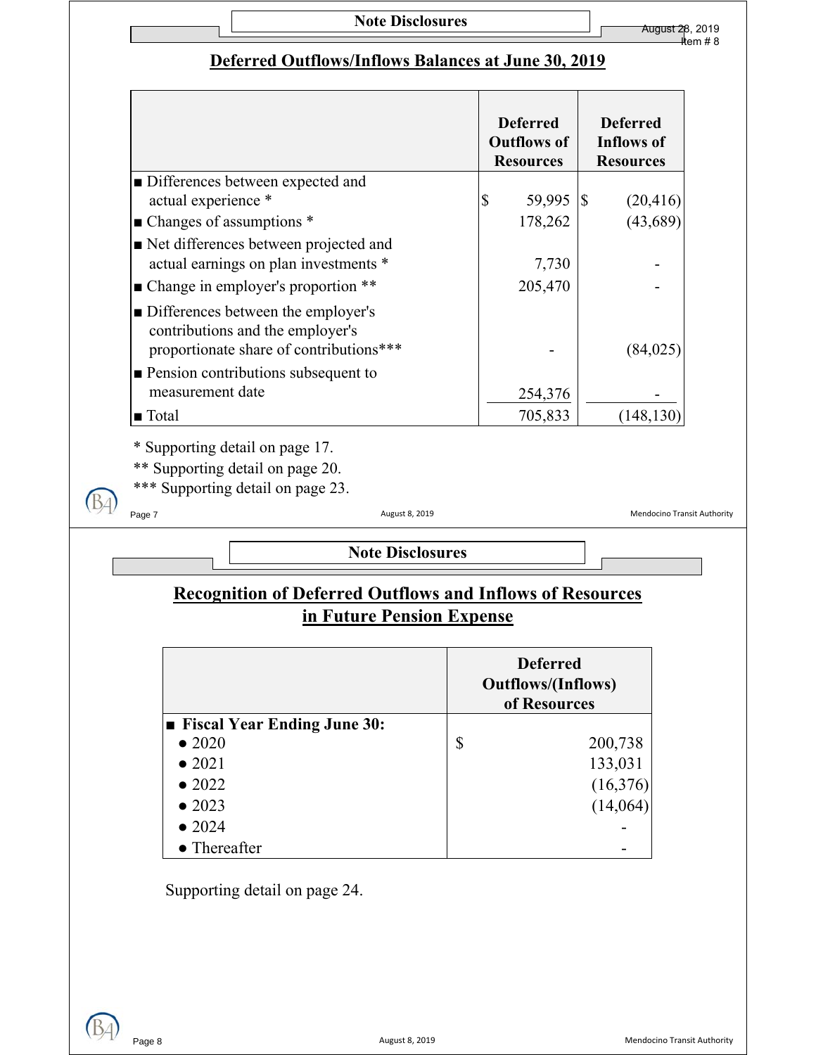## Note Disclosures

### Deferred Outflows/Inflows Balances at June 30, 2019

| | Deferred Outflows of Resources | Deferred Inflows of Resources |
|---|---|---|
| ■ Differences between expected and actual experience * | $ 59,995 | $ (20,416) |
| ■ Changes of assumptions * | 178,262 | (43,689) |
| ■ Net differences between projected and actual earnings on plan investments * | 7,730 | - |
| ■ Change in employer's proportion ** | 205,470 | - |
| ■ Differences between the employer's contributions and the employer's proportionate share of contributions*** | - | (84,025) |
| ■ Pension contributions subsequent to measurement date | 254,376 | - |
| ■ Total | 705,833 | (148,130) |

\* Supporting detail on page 17.

\** Supporting detail on page 20.

\*** Supporting detail on page 23.

## Note Disclosures

### Recognition of Deferred Outflows and Inflows of Resources in Future Pension Expense

| | Deferred Outflows/(Inflows) of Resources |
|---|---|
| ■ **Fiscal Year Ending June 30:** | |
| ● 2020 | $ 200,738 |
| ● 2021 | 133,031 |
| ● 2022 | (16,376) |
| ● 2023 | (14,064) |
| ● 2024 | - |
| ● Thereafter | - |

Supporting detail on page 24.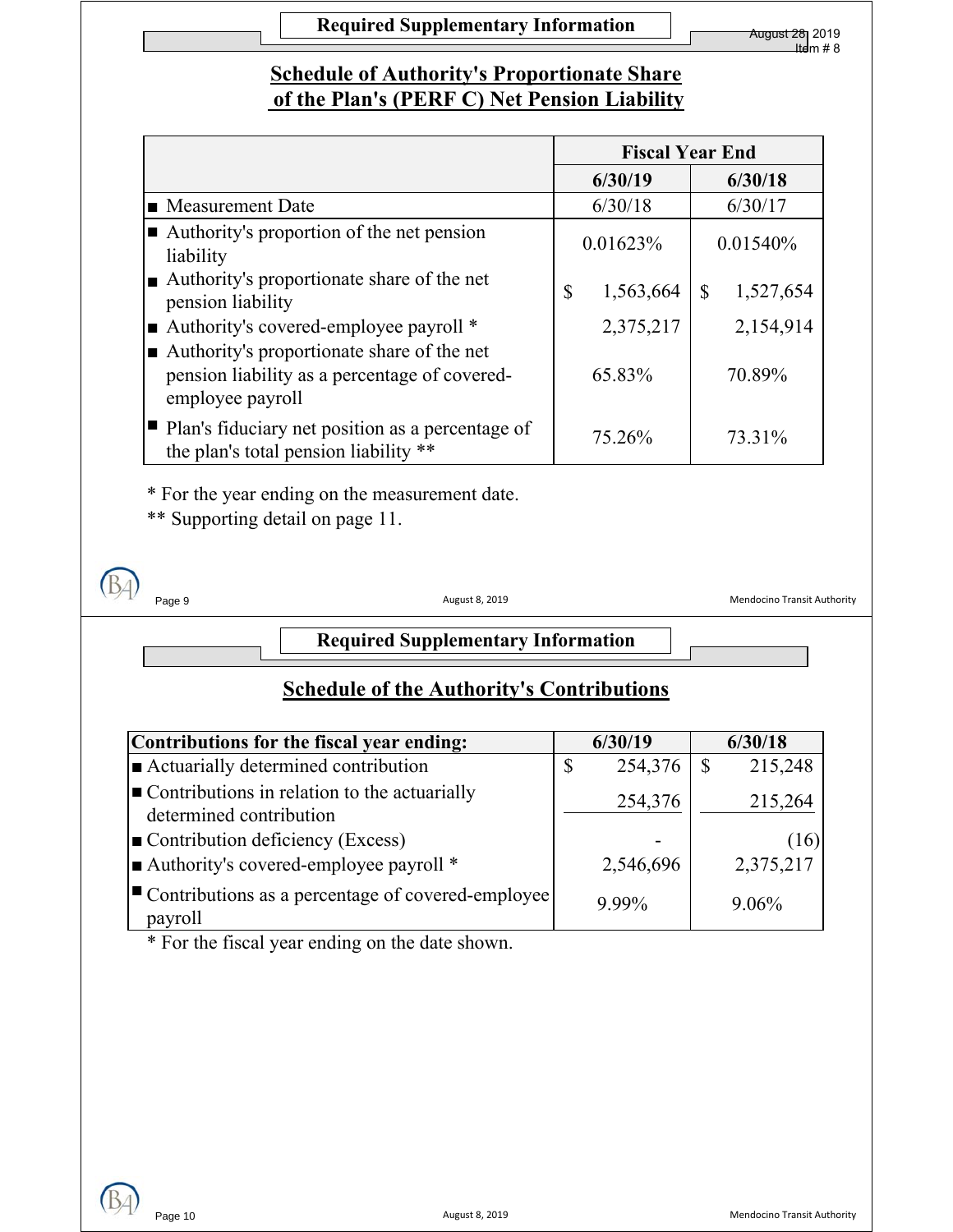## Required Supplementary Information

## Schedule of Authority's Proportionate Share of the Plan's (PERF C) Net Pension Liability

| | Fiscal Year End | |
|---|---|---|
| | 6/30/19 | 6/30/18 |
| ■ Measurement Date | 6/30/18 | 6/30/17 |
| ■ Authority's proportion of the net pension liability | 0.01623% | 0.01540% |
| ■ Authority's proportionate share of the net pension liability | $ 1,563,664 | $ 1,527,654 |
| ■ Authority's covered-employee payroll * | 2,375,217 | 2,154,914 |
| ■ Authority's proportionate share of the net pension liability as a percentage of covered-employee payroll | 65.83% | 70.89% |
| ■ Plan's fiduciary net position as a percentage of the plan's total pension liability ** | 75.26% | 73.31% |

\* For the year ending on the measurement date.

\*\* Supporting detail on page 11.

## Required Supplementary Information

## Schedule of the Authority's Contributions

| Contributions for the fiscal year ending: | 6/30/19 | 6/30/18 |
|---|---|---|
| ■ Actuarially determined contribution | $ 254,376 | $ 215,248 |
| ■ Contributions in relation to the actuarially determined contribution | 254,376 | 215,264 |
| ■ Contribution deficiency (Excess) | - | (16) |
| ■ Authority's covered-employee payroll * | 2,546,696 | 2,375,217 |
| ■ Contributions as a percentage of covered-employee payroll | 9.99% | 9.06% |

\* For the fiscal year ending on the date shown.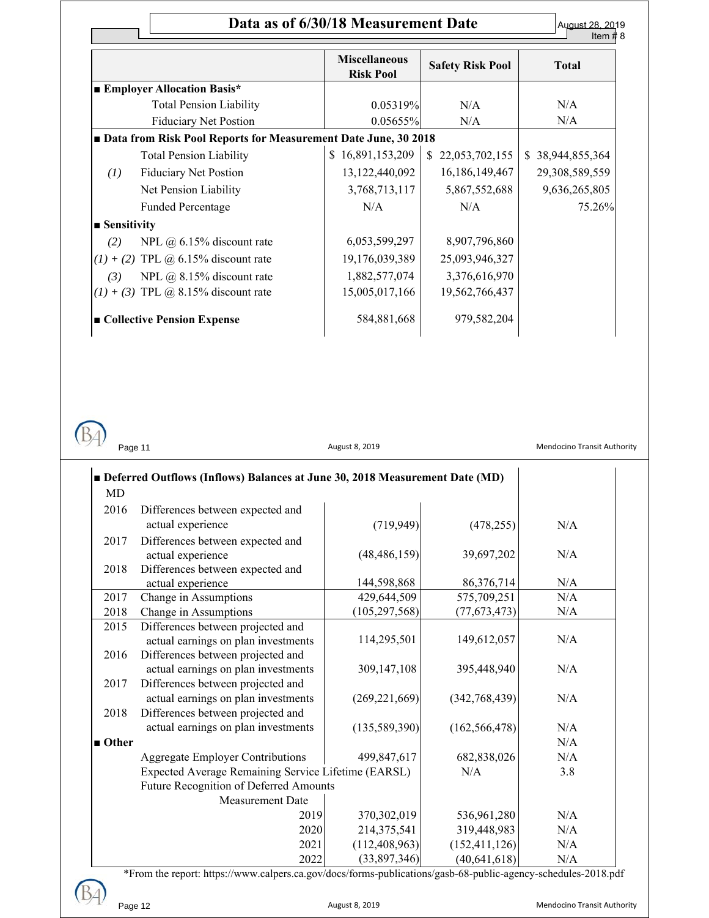# Data as of 6/30/18 Measurement Date

| | Miscellaneous Risk Pool | Safety Risk Pool | Total |
|---|---|---|---|
| **■ Employer Allocation Basis*** | | | |
| Total Pension Liability | 0.05319% | N/A | N/A |
| Fiduciary Net Postion | 0.05655% | N/A | N/A |
| **■ Data from Risk Pool Reports for Measurement Date June, 30 2018** | | | |
| Total Pension Liability | $ 16,891,153,209 | $ 22,053,702,155 | $ 38,944,855,364 |
| *(1)* Fiduciary Net Postion | 13,122,440,092 | 16,186,149,467 | 29,308,589,559 |
| Net Pension Liability | 3,768,713,117 | 5,867,552,688 | 9,636,265,805 |
| Funded Percentage | N/A | N/A | 75.26% |
| **■ Sensitivity** | | | |
| *(2)* NPL @ 6.15% discount rate | 6,053,599,297 | 8,907,796,860 | |
| *(1) + (2)* TPL @ 6.15% discount rate | 19,176,039,389 | 25,093,946,327 | |
| *(3)* NPL @ 8.15% discount rate | 1,882,577,074 | 3,376,616,970 | |
| *(1) + (3)* TPL @ 8.15% discount rate | 15,005,017,166 | 19,562,766,437 | |
| **■ Collective Pension Expense** | 584,881,668 | 979,582,204 | |

| | Miscellaneous Risk Pool | Safety Risk Pool | Total |
|---|---|---|---|
| **■ Deferred Outflows (Inflows) Balances at June 30, 2018 Measurement Date (MD)** | | | |
| MD | | | |
| 2016 Differences between expected and actual experience | (719,949) | (478,255) | N/A |
| 2017 Differences between expected and actual experience | (48,486,159) | 39,697,202 | N/A |
| 2018 Differences between expected and actual experience | 144,598,868 | 86,376,714 | N/A |
| 2017 Change in Assumptions | 429,644,509 | 575,709,251 | N/A |
| 2018 Change in Assumptions | (105,297,568) | (77,673,473) | N/A |
| 2015 Differences between projected and actual earnings on plan investments | 114,295,501 | 149,612,057 | N/A |
| 2016 Differences between projected and actual earnings on plan investments | 309,147,108 | 395,448,940 | N/A |
| 2017 Differences between projected and actual earnings on plan investments | (269,221,669) | (342,768,439) | N/A |
| 2018 Differences between projected and actual earnings on plan investments | (135,589,390) | (162,566,478) | N/A |
| **■ Other** | | | N/A |
| Aggregate Employer Contributions | 499,847,617 | 682,838,026 | N/A |
| Expected Average Remaining Service Lifetime (EARSL) | | N/A | 3.8 |
| Future Recognition of Deferred Amounts | | | |
| Measurement Date | | | |
| 2019 | 370,302,019 | 536,961,280 | N/A |
| 2020 | 214,375,541 | 319,448,983 | N/A |
| 2021 | (112,408,963) | (152,411,126) | N/A |
| 2022 | (33,897,346) | (40,641,618) | N/A |

*From the report: https://www.calpers.ca.gov/docs/forms-publications/gasb-68-public-agency-schedules-2018.pdf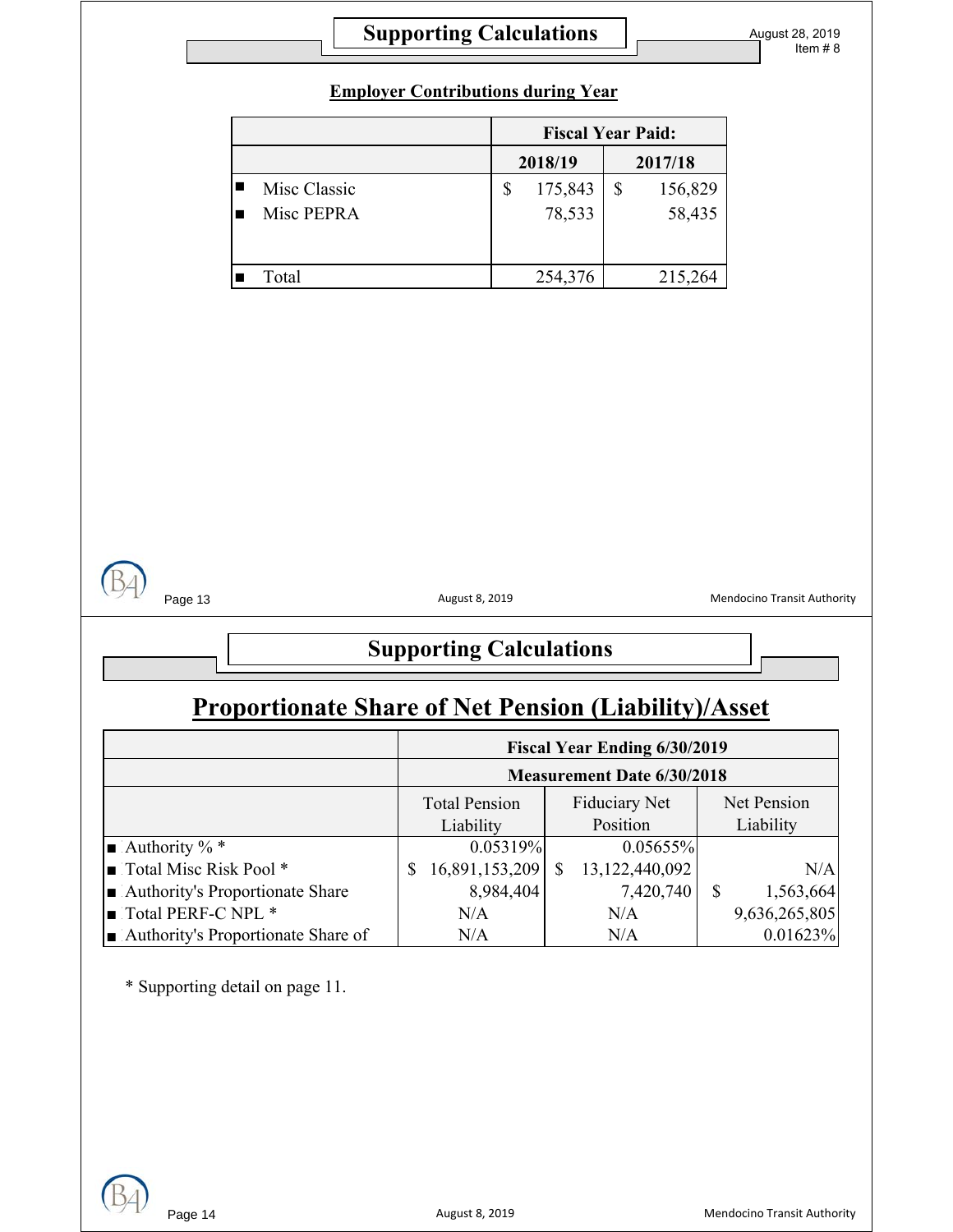## Supporting Calculations

### Employer Contributions during Year

| | Fiscal Year Paid: | |
|---|---|---|
| | 2018/19 | 2017/18 |
| ■ Misc Classic | $ 175,843 | $ 156,829 |
| ■ Misc PEPRA | 78,533 | 58,435 |
| ■ Total | 254,376 | 215,264 |

## Supporting Calculations

### Proportionate Share of Net Pension (Liability)/Asset

| | Fiscal Year Ending 6/30/2019 | | |
|---|---|---|---|
| | Measurement Date 6/30/2018 | | |
| | Total Pension Liability | Fiduciary Net Position | Net Pension Liability |
| ■ Authority % * | 0.05319% | 0.05655% | |
| ■ Total Misc Risk Pool * | $ 16,891,153,209 | $ 13,122,440,092 | N/A |
| ■ Authority's Proportionate Share | 8,984,404 | 7,420,740 | $ 1,563,664 |
| ■ Total PERF-C NPL * | N/A | N/A | 9,636,265,805 |
| ■ Authority's Proportionate Share of | N/A | N/A | 0.01623% |

* Supporting detail on page 11.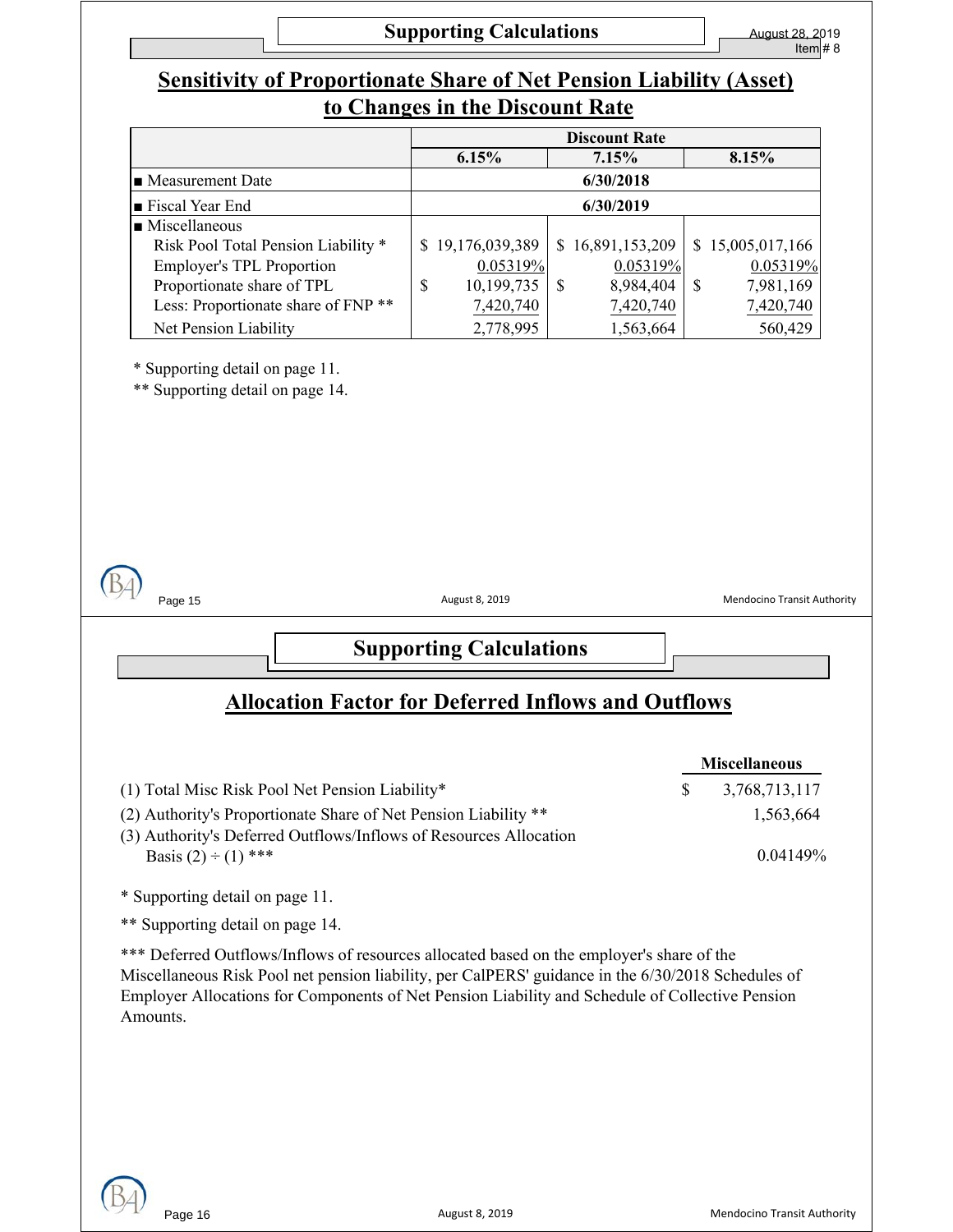## Supporting Calculations

# Sensitivity of Proportionate Share of Net Pension Liability (Asset) to Changes in the Discount Rate

| | Discount Rate | | |
|---|---|---|---|
| | 6.15% | 7.15% | 8.15% |
| ■ Measurement Date | 6/30/2018 | | |
| ■ Fiscal Year End | 6/30/2019 | | |
| ■ Miscellaneous | | | |
| Risk Pool Total Pension Liability * | $ 19,176,039,389 | $ 16,891,153,209 | $ 15,005,017,166 |
| Employer's TPL Proportion | 0.05319% | 0.05319% | 0.05319% |
| Proportionate share of TPL | $ 10,199,735 | $ 8,984,404 | $ 7,981,169 |
| Less: Proportionate share of FNP ** | 7,420,740 | 7,420,740 | 7,420,740 |
| Net Pension Liability | 2,778,995 | 1,563,664 | 560,429 |

* Supporting detail on page 11.

** Supporting detail on page 14.

## Supporting Calculations

# Allocation Factor for Deferred Inflows and Outflows

| | Miscellaneous |
|---|---|
| (1) Total Misc Risk Pool Net Pension Liability* | $ 3,768,713,117 |
| (2) Authority's Proportionate Share of Net Pension Liability ** | 1,563,664 |
| (3) Authority's Deferred Outflows/Inflows of Resources Allocation Basis (2) ÷ (1) *** | 0.04149% |

* Supporting detail on page 11.

** Supporting detail on page 14.

*** Deferred Outflows/Inflows of resources allocated based on the employer's share of the Miscellaneous Risk Pool net pension liability, per CalPERS' guidance in the 6/30/2018 Schedules of Employer Allocations for Components of Net Pension Liability and Schedule of Collective Pension Amounts.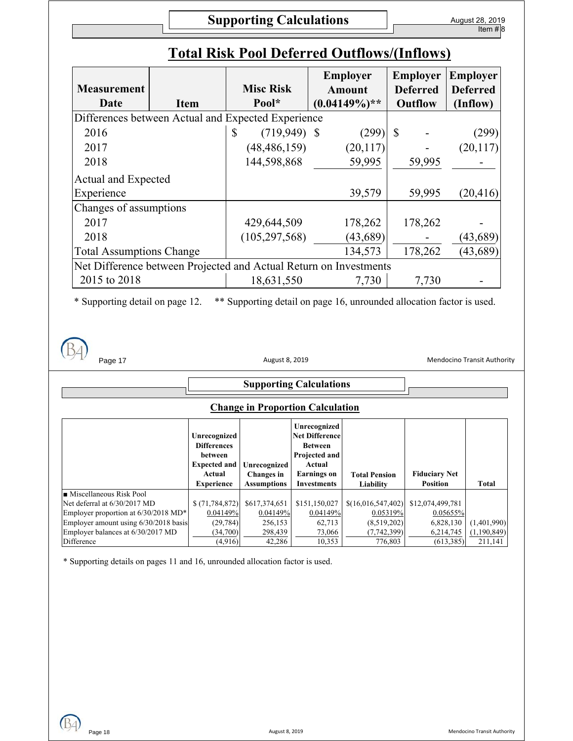## Supporting Calculations

# Total Risk Pool Deferred Outflows/(Inflows)

| Measurement Date | Item | Misc Risk Pool* | Employer Amount (0.04149%)** | Employer Deferred Outflow | Employer Deferred (Inflow) |
|---|---|---|---|---|---|
| Differences between Actual and Expected Experience | | | | | |
| 2016 | | $ (719,949) | $ (299) | $ - | (299) |
| 2017 | | (48,486,159) | (20,117) | - | (20,117) |
| 2018 | | 144,598,868 | 59,995 | 59,995 | - |
| Actual and Expected Experience | | | 39,579 | 59,995 | (20,416) |
| Changes of assumptions | | | | | |
| 2017 | | 429,644,509 | 178,262 | 178,262 | - |
| 2018 | | (105,297,568) | (43,689) | - | (43,689) |
| Total Assumptions Change | | | 134,573 | 178,262 | (43,689) |
| Net Difference between Projected and Actual Return on Investments | | | | | |
| 2015 to 2018 | | 18,631,550 | 7,730 | 7,730 | - |

\* Supporting detail on page 12. ** Supporting detail on page 16, unrounded allocation factor is used.

## Supporting Calculations

### Change in Proportion Calculation

| | Unrecognized Differences between Expected and Actual Experience | Unrecognized Changes in Assumptions | Unrecognized Net Difference Between Projected and Actual Earnings on Investments | Total Pension Liability | Fiduciary Net Position | Total |
|---|---|---|---|---|---|---|
| ■ Miscellaneous Risk Pool | | | | | | |
| Net deferral at 6/30/2017 MD | $ (71,784,872) | $617,374,651 | $151,150,027 | $(16,016,547,402) | $12,074,499,781 | |
| Employer proportion at 6/30/2018 MD* | 0.04149% | 0.04149% | 0.04149% | 0.05319% | 0.05655% | |
| Employer amount using 6/30/2018 basis | (29,784) | 256,153 | 62,713 | (8,519,202) | 6,828,130 | (1,401,990) |
| Employer balances at 6/30/2017 MD | (34,700) | 298,439 | 73,066 | (7,742,399) | 6,214,745 | (1,190,849) |
| Difference | (4,916) | 42,286 | 10,353 | 776,803 | (613,385) | 211,141 |

\* Supporting details on pages 11 and 16, unrounded allocation factor is used.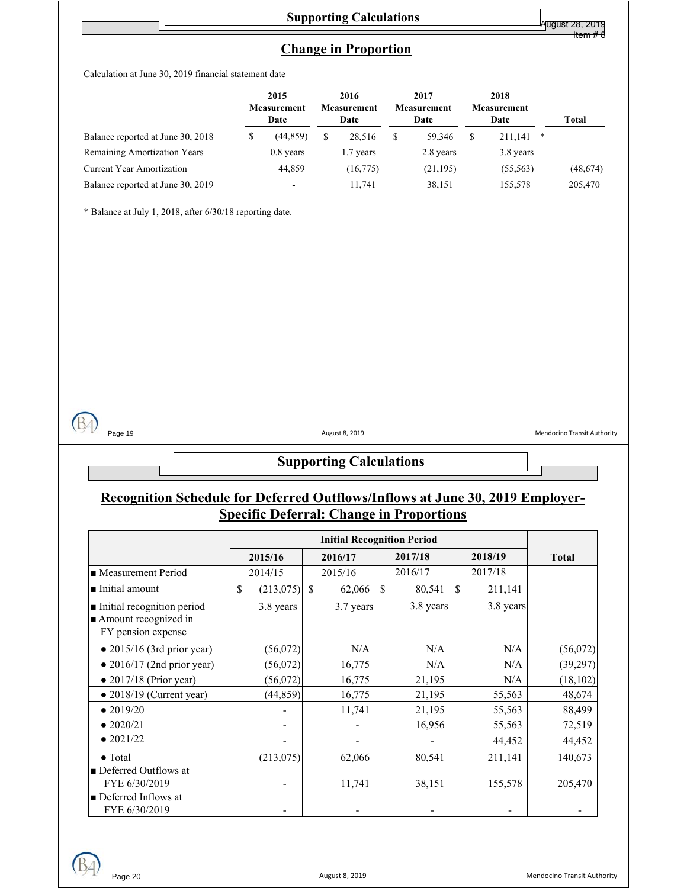## Supporting Calculations

### Change in Proportion

Calculation at June 30, 2019 financial statement date

| | 2015 Measurement Date | 2016 Measurement Date | 2017 Measurement Date | 2018 Measurement Date | Total |
|---|---|---|---|---|---|
| Balance reported at June 30, 2018 | $ (44,859) | $ 28,516 | $ 59,346 | $ 211,141 * | |
| Remaining Amortization Years | 0.8 years | 1.7 years | 2.8 years | 3.8 years | |
| Current Year Amortization | 44,859 | (16,775) | (21,195) | (55,563) | (48,674) |
| Balance reported at June 30, 2019 | - | 11,741 | 38,151 | 155,578 | 205,470 |

* Balance at July 1, 2018, after 6/30/18 reporting date.

## Supporting Calculations

### Recognition Schedule for Deferred Outflows/Inflows at June 30, 2019 Employer-Specific Deferral: Change in Proportions

| | Initial Recognition Period | | | | |
|---|---|---|---|---|---|
| | 2015/16 | 2016/17 | 2017/18 | 2018/19 | Total |
| ■ Measurement Period | 2014/15 | 2015/16 | 2016/17 | 2017/18 | |
| ■ Initial amount | $ (213,075) | $ 62,066 | $ 80,541 | $ 211,141 | |
| ■ Initial recognition period | 3.8 years | 3.7 years | 3.8 years | 3.8 years | |
| ■ Amount recognized in FY pension expense | | | | | |
| • 2015/16 (3rd prior year) | (56,072) | N/A | N/A | N/A | (56,072) |
| • 2016/17 (2nd prior year) | (56,072) | 16,775 | N/A | N/A | (39,297) |
| • 2017/18 (Prior year) | (56,072) | 16,775 | 21,195 | N/A | (18,102) |
| • 2018/19 (Current year) | (44,859) | 16,775 | 21,195 | 55,563 | 48,674 |
| • 2019/20 | - | 11,741 | 21,195 | 55,563 | 88,499 |
| • 2020/21 | - | - | 16,956 | 55,563 | 72,519 |
| • 2021/22 | - | - | - | 44,452 | 44,452 |
| • Total | (213,075) | 62,066 | 80,541 | 211,141 | 140,673 |
| ■ Deferred Outflows at FYE 6/30/2019 | - | 11,741 | 38,151 | 155,578 | 205,470 |
| ■ Deferred Inflows at FYE 6/30/2019 | - | - | - | - | - |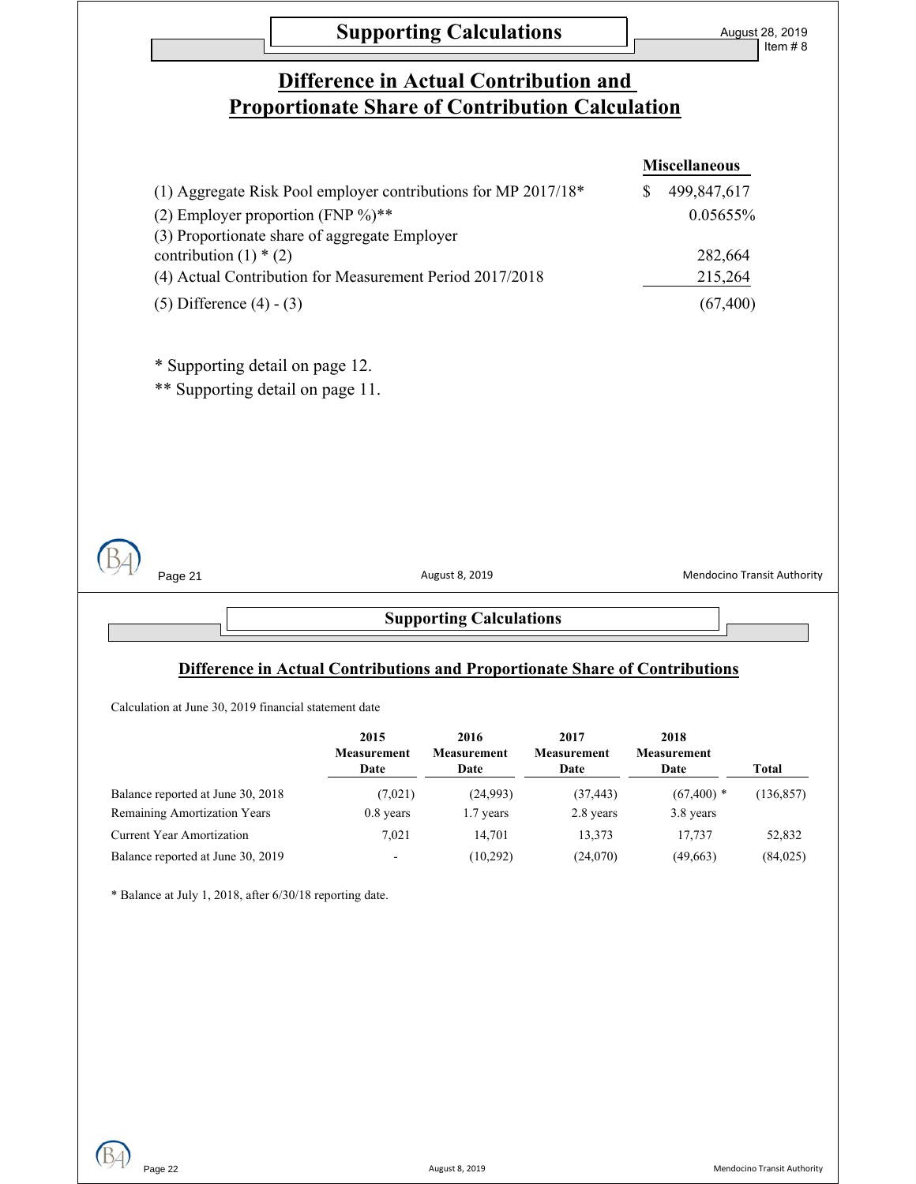## Supporting Calculations

### Difference in Actual Contribution and Proportionate Share of Contribution Calculation

| | Miscellaneous |
|---|---|
| (1) Aggregate Risk Pool employer contributions for MP 2017/18* | $ 499,847,617 |
| (2) Employer proportion (FNP %)** | 0.05655% |
| (3) Proportionate share of aggregate Employer contribution (1) * (2) | 282,664 |
| (4) Actual Contribution for Measurement Period 2017/2018 | 215,264 |
| (5) Difference (4) - (3) | (67,400) |

\* Supporting detail on page 12.

** Supporting detail on page 11.

## Supporting Calculations

### Difference in Actual Contributions and Proportionate Share of Contributions

Calculation at June 30, 2019 financial statement date

| | 2015 Measurement Date | 2016 Measurement Date | 2017 Measurement Date | 2018 Measurement Date | Total |
|---|---|---|---|---|---|
| Balance reported at June 30, 2018 | (7,021) | (24,993) | (37,443) | (67,400) * | (136,857) |
| Remaining Amortization Years | 0.8 years | 1.7 years | 2.8 years | 3.8 years | |
| Current Year Amortization | 7,021 | 14,701 | 13,373 | 17,737 | 52,832 |
| Balance reported at June 30, 2019 | - | (10,292) | (24,070) | (49,663) | (84,025) |

\* Balance at July 1, 2018, after 6/30/18 reporting date.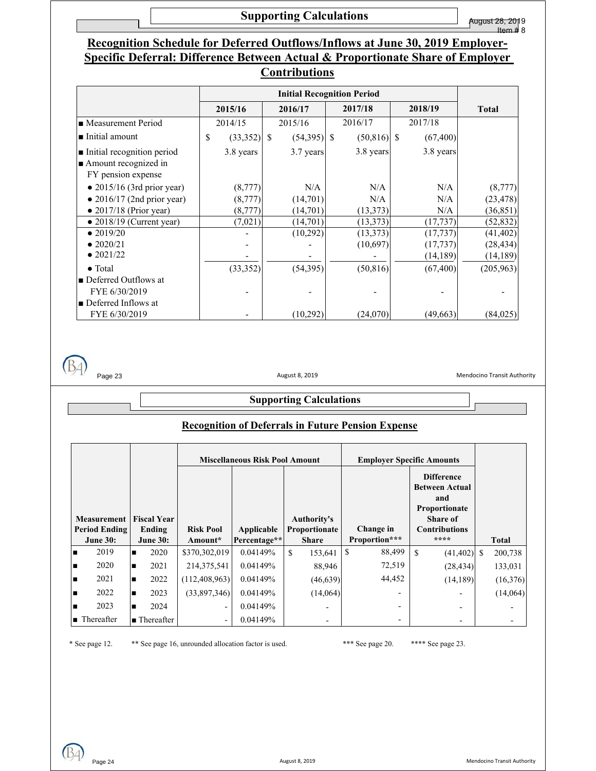## Supporting Calculations

### Recognition Schedule for Deferred Outflows/Inflows at June 30, 2019 Employer-Specific Deferral: Difference Between Actual & Proportionate Share of Employer Contributions

| | Initial Recognition Period | | | | |
|---|---|---|---|---|---|
| | 2015/16 | 2016/17 | 2017/18 | 2018/19 | Total |
| ■ Measurement Period | 2014/15 | 2015/16 | 2016/17 | 2017/18 | |
| ■ Initial amount | $ (33,352) | $ (54,395) | $ (50,816) | $ (67,400) | |
| ■ Initial recognition period | 3.8 years | 3.7 years | 3.8 years | 3.8 years | |
| ■ Amount recognized in FY pension expense | | | | | |
| ● 2015/16 (3rd prior year) | (8,777) | N/A | N/A | N/A | (8,777) |
| ● 2016/17 (2nd prior year) | (8,777) | (14,701) | N/A | N/A | (23,478) |
| ● 2017/18 (Prior year) | (8,777) | (14,701) | (13,373) | N/A | (36,851) |
| ● 2018/19 (Current year) | (7,021) | (14,701) | (13,373) | (17,737) | (52,832) |
| ● 2019/20 | - | (10,292) | (13,373) | (17,737) | (41,402) |
| ● 2020/21 | - | - | (10,697) | (17,737) | (28,434) |
| ● 2021/22 | - | - | - | (14,189) | (14,189) |
| ● Total | (33,352) | (54,395) | (50,816) | (67,400) | (205,963) |
| ■ Deferred Outflows at FYE 6/30/2019 | - | - | - | - | - |
| ■ Deferred Inflows at FYE 6/30/2019 | - | (10,292) | (24,070) | (49,663) | (84,025) |

## Supporting Calculations

### Recognition of Deferrals in Future Pension Expense

| | | Miscellaneous Risk Pool Amount | | | Employer Specific Amounts | | |
|---|---|---|---|---|---|---|---|
| Measurement Period Ending June 30: | Fiscal Year Ending June 30: | Risk Pool Amount* | Applicable Percentage** | Authority's Proportionate Share | Change in Proportion*** | Difference Between Actual and Proportionate Share of Contributions **** | Total |
| ■ 2019 | ■ 2020 | $370,302,019 | 0.04149% | $ 153,641 | $ 88,499 | $ (41,402) | $ 200,738 |
| ■ 2020 | ■ 2021 | 214,375,541 | 0.04149% | 88,946 | 72,519 | (28,434) | 133,031 |
| ■ 2021 | ■ 2022 | (112,408,963) | 0.04149% | (46,639) | 44,452 | (14,189) | (16,376) |
| ■ 2022 | ■ 2023 | (33,897,346) | 0.04149% | (14,064) | - | - | (14,064) |
| ■ 2023 | ■ 2024 | - | 0.04149% | - | - | - | - |
| ■ Thereafter | ■ Thereafter | - | 0.04149% | - | - | - | - |

\* See page 12. ** See page 16, unrounded allocation factor is used. *** See page 20. **** See page 23.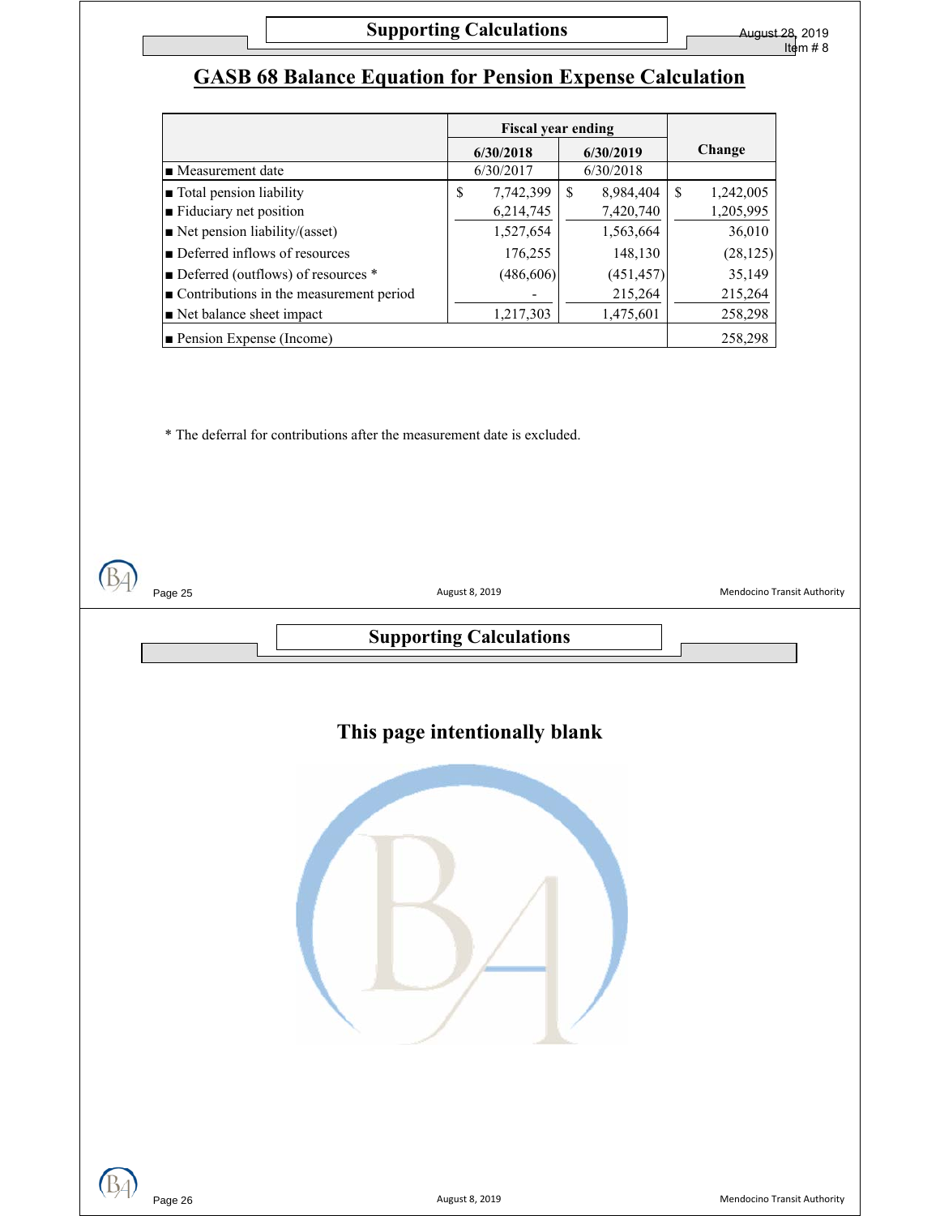## Supporting Calculations

# GASB 68 Balance Equation for Pension Expense Calculation

| | Fiscal year ending | | Change |
|---|---|---|---|
| | 6/30/2018 | 6/30/2019 | |
| ■ Measurement date | 6/30/2017 | 6/30/2018 | |
| ■ Total pension liability | $ 7,742,399 | $ 8,984,404 | $ 1,242,005 |
| ■ Fiduciary net position | 6,214,745 | 7,420,740 | 1,205,995 |
| ■ Net pension liability/(asset) | 1,527,654 | 1,563,664 | 36,010 |
| ■ Deferred inflows of resources | 176,255 | 148,130 | (28,125) |
| ■ Deferred (outflows) of resources * | (486,606) | (451,457) | 35,149 |
| ■ Contributions in the measurement period | - | 215,264 | 215,264 |
| ■ Net balance sheet impact | 1,217,303 | 1,475,601 | 258,298 |
| ■ Pension Expense (Income) | | | 258,298 |

* The deferral for contributions after the measurement date is excluded.

## Supporting Calculations

This page intentionally blank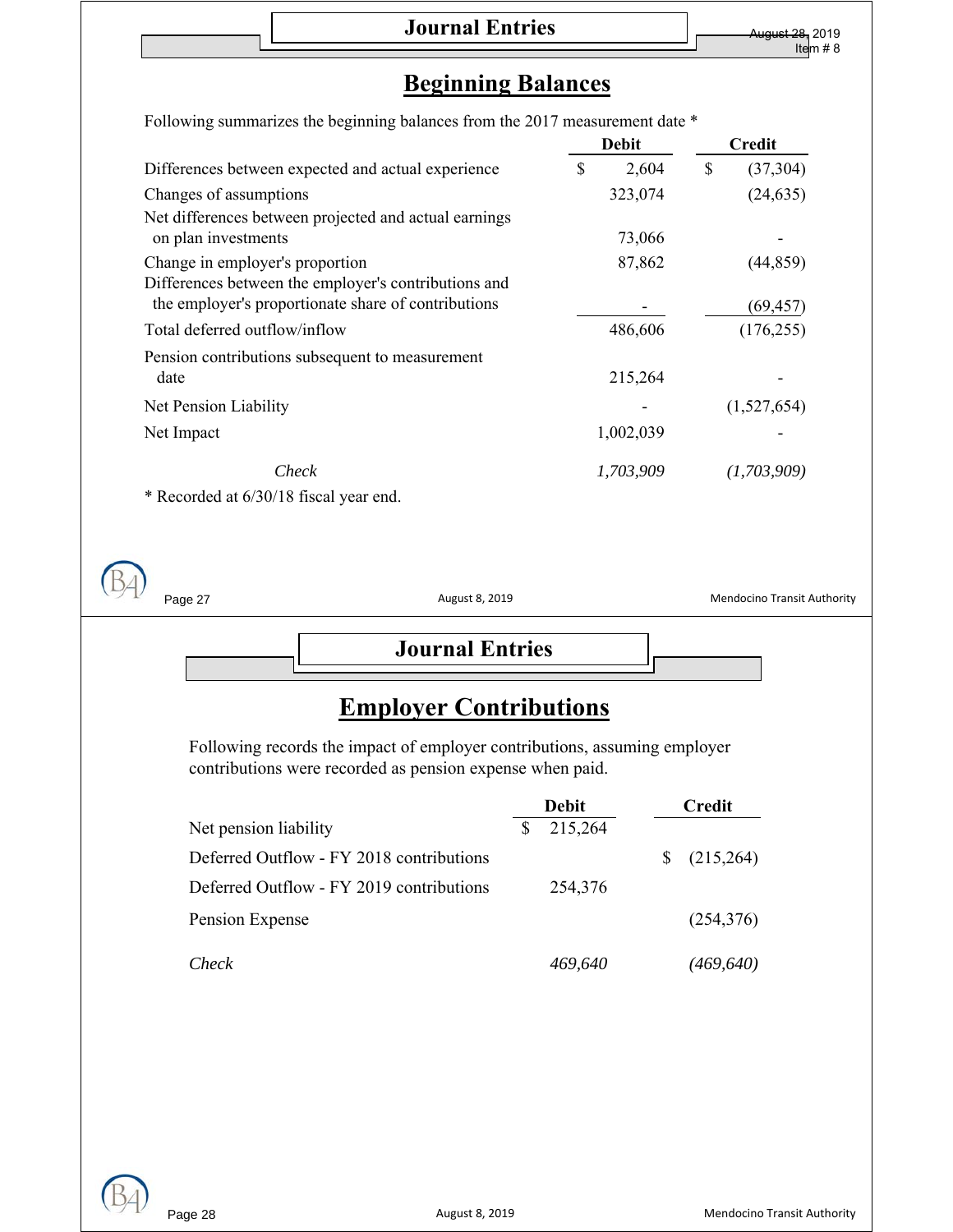## Journal Entries

### Beginning Balances

Following summarizes the beginning balances from the 2017 measurement date *

| | Debit | Credit |
|---|---|---|
| Differences between expected and actual experience | $ 2,604 | $ (37,304) |
| Changes of assumptions | 323,074 | (24,635) |
| Net differences between projected and actual earnings on plan investments | 73,066 | - |
| Change in employer's proportion | 87,862 | (44,859) |
| Differences between the employer's contributions and the employer's proportionate share of contributions | - | (69,457) |
| Total deferred outflow/inflow | 486,606 | (176,255) |
| Pension contributions subsequent to measurement date | 215,264 | - |
| Net Pension Liability | - | (1,527,654) |
| Net Impact | 1,002,039 | - |
| *Check* | *1,703,909* | *(1,703,909)* |

* Recorded at 6/30/18 fiscal year end.

## Journal Entries

### Employer Contributions

Following records the impact of employer contributions, assuming employer contributions were recorded as pension expense when paid.

| | Debit | Credit |
|---|---|---|
| Net pension liability | $ 215,264 | |
| Deferred Outflow - FY 2018 contributions | | $ (215,264) |
| Deferred Outflow - FY 2019 contributions | 254,376 | |
| Pension Expense | | (254,376) |
| *Check* | *469,640* | *(469,640)* |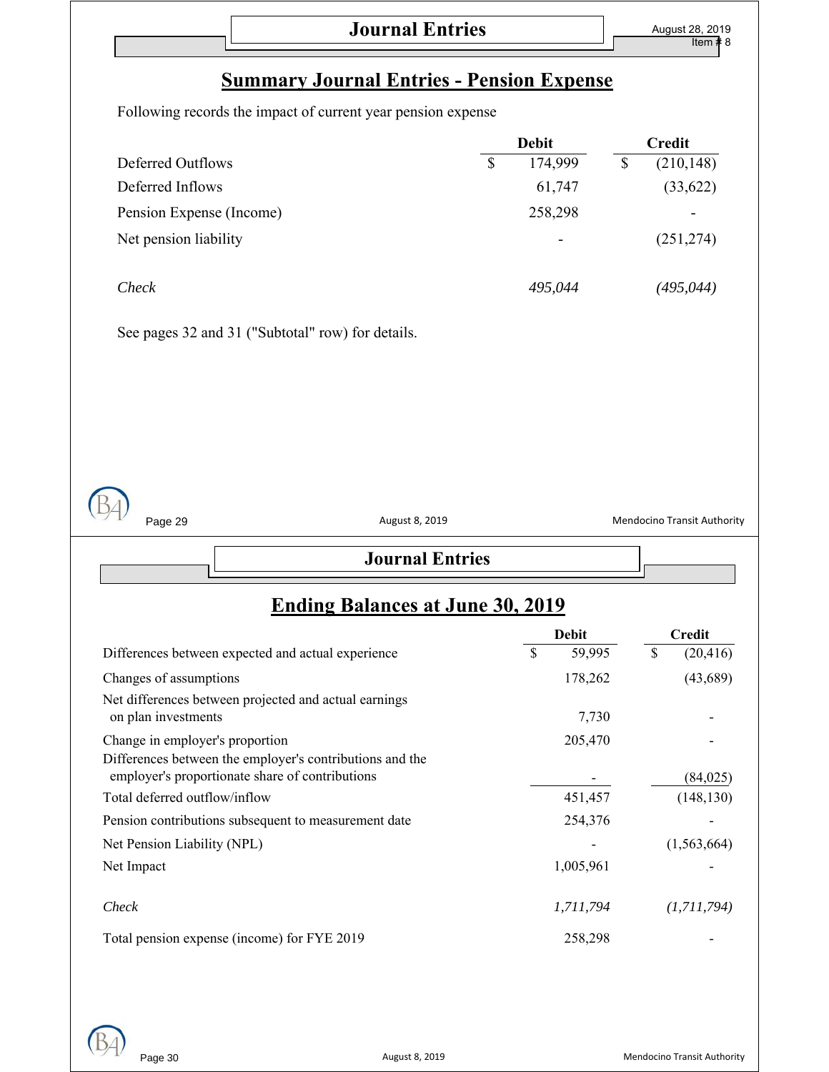## Journal Entries

## Summary Journal Entries - Pension Expense

Following records the impact of current year pension expense

| | Debit | Credit |
|---|---|---|
| Deferred Outflows | $ 174,999 | $ (210,148) |
| Deferred Inflows | 61,747 | (33,622) |
| Pension Expense (Income) | 258,298 | - |
| Net pension liability | - | (251,274) |
| *Check* | *495,044* | *(495,044)* |

See pages 32 and 31 ("Subtotal" row) for details.

## Journal Entries

## Ending Balances at June 30, 2019

| | Debit | Credit |
|---|---|---|
| Differences between expected and actual experience | $ 59,995 | $ (20,416) |
| Changes of assumptions | 178,262 | (43,689) |
| Net differences between projected and actual earnings on plan investments | 7,730 | - |
| Change in employer's proportion | 205,470 | - |
| Differences between the employer's contributions and the employer's proportionate share of contributions | - | (84,025) |
| Total deferred outflow/inflow | 451,457 | (148,130) |
| Pension contributions subsequent to measurement date | 254,376 | - |
| Net Pension Liability (NPL) | - | (1,563,664) |
| Net Impact | 1,005,961 | - |
| *Check* | *1,711,794* | *(1,711,794)* |
| Total pension expense (income) for FYE 2019 | 258,298 | - |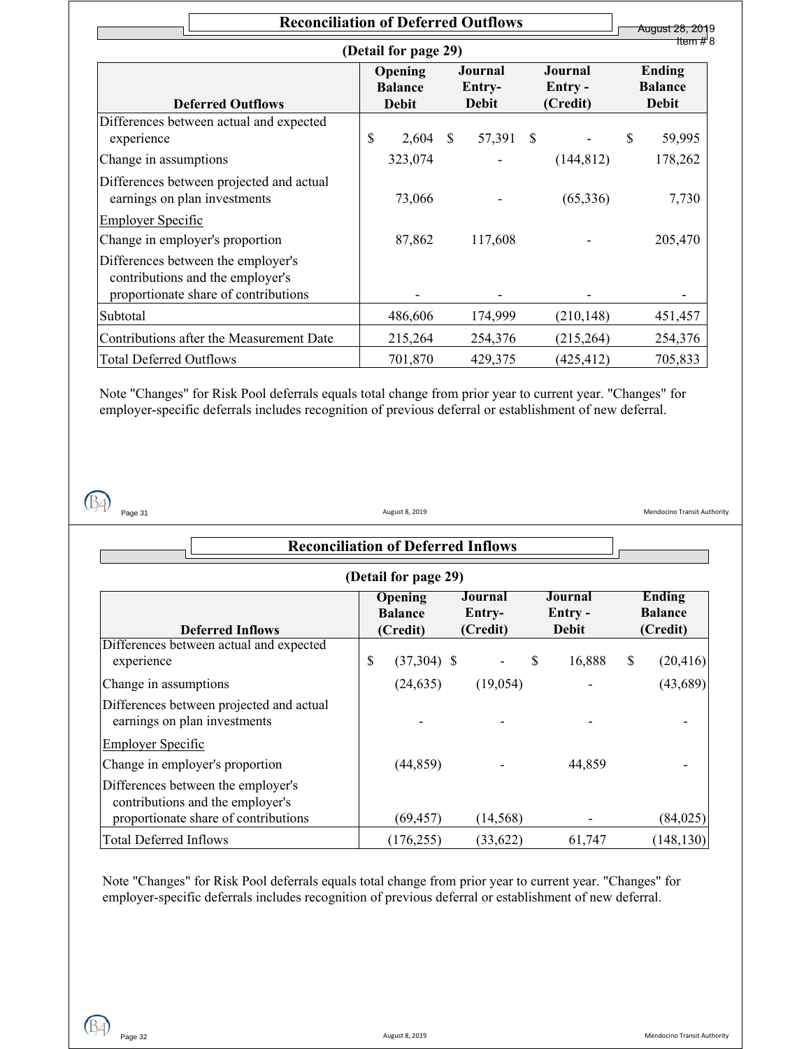## Reconciliation of Deferred Outflows

(Detail for page 29)

| Deferred Outflows | Opening Balance Debit | Journal Entry-Debit | Journal Entry - (Credit) | Ending Balance Debit |
|---|---|---|---|---|
| Differences between actual and expected experience | $ 2,604 | $ 57,391 | $ - | $ 59,995 |
| Change in assumptions | 323,074 | - | (144,812) | 178,262 |
| Differences between projected and actual earnings on plan investments | 73,066 | - | (65,336) | 7,730 |
| Employer Specific | | | | |
| Change in employer's proportion | 87,862 | 117,608 | - | 205,470 |
| Differences between the employer's contributions and the employer's proportionate share of contributions | - | - | - | - |
| Subtotal | 486,606 | 174,999 | (210,148) | 451,457 |
| Contributions after the Measurement Date | 215,264 | 254,376 | (215,264) | 254,376 |
| Total Deferred Outflows | 701,870 | 429,375 | (425,412) | 705,833 |

Note "Changes" for Risk Pool deferrals equals total change from prior year to current year. "Changes" for employer-specific deferrals includes recognition of previous deferral or establishment of new deferral.

## Reconciliation of Deferred Inflows

(Detail for page 29)

| Deferred Inflows | Opening Balance (Credit) | Journal Entry-(Credit) | Journal Entry - Debit | Ending Balance (Credit) |
|---|---|---|---|---|
| Differences between actual and expected experience | $ (37,304) | $ - | $ 16,888 | $ (20,416) |
| Change in assumptions | (24,635) | (19,054) | - | (43,689) |
| Differences between projected and actual earnings on plan investments | - | - | - | - |
| Employer Specific | | | | |
| Change in employer's proportion | (44,859) | - | 44,859 | - |
| Differences between the employer's contributions and the employer's proportionate share of contributions | (69,457) | (14,568) | - | (84,025) |
| Total Deferred Inflows | (176,255) | (33,622) | 61,747 | (148,130) |

Note "Changes" for Risk Pool deferrals equals total change from prior year to current year. "Changes" for employer-specific deferrals includes recognition of previous deferral or establishment of new deferral.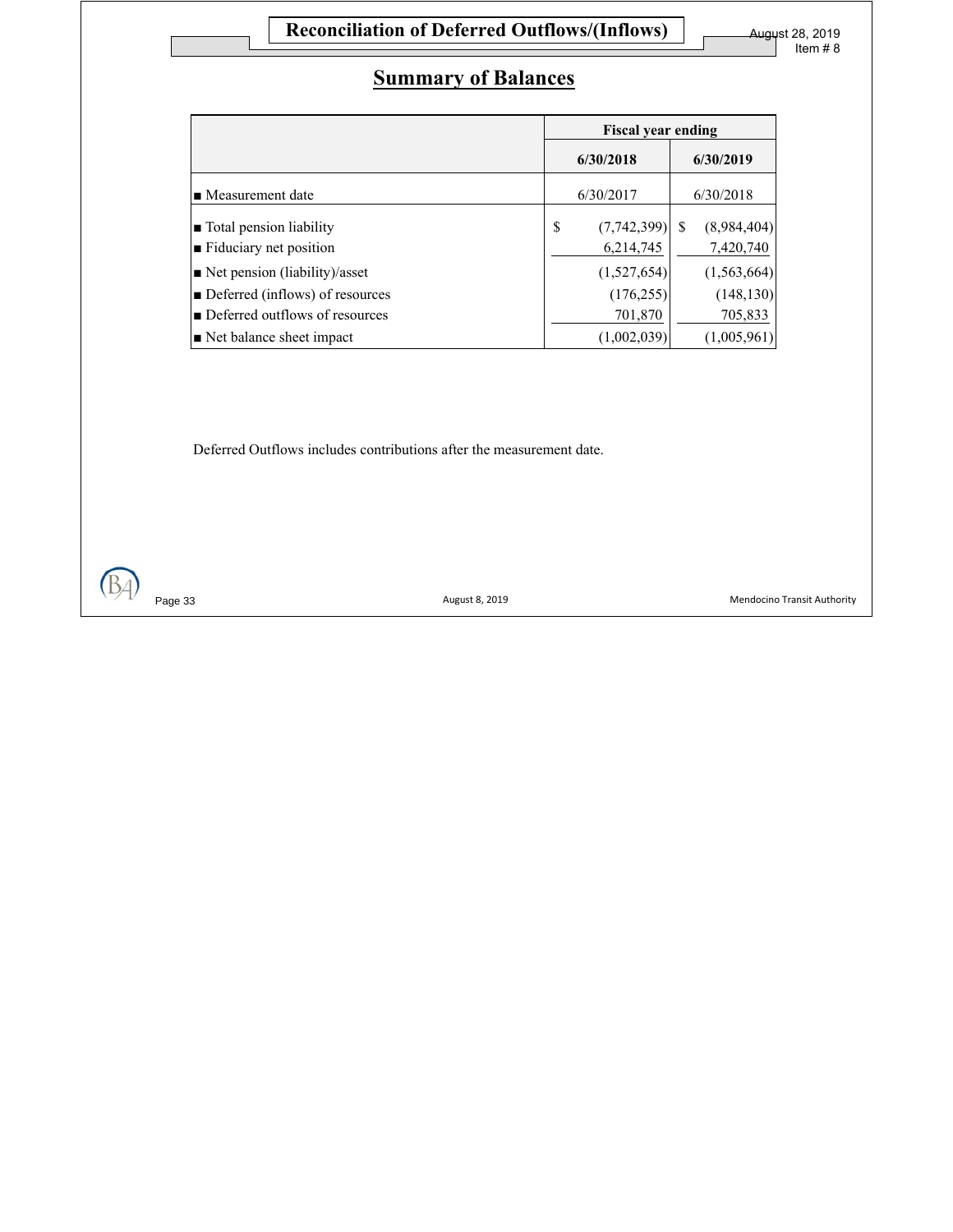# Reconciliation of Deferred Outflows/(Inflows)

## Summary of Balances

| | Fiscal year ending | |
|---|---|---|
| | 6/30/2018 | 6/30/2019 |
| ■ Measurement date | 6/30/2017 | 6/30/2018 |
| ■ Total pension liability | $ (7,742,399) | $ (8,984,404) |
| ■ Fiduciary net position | 6,214,745 | 7,420,740 |
| ■ Net pension (liability)/asset | (1,527,654) | (1,563,664) |
| ■ Deferred (inflows) of resources | (176,255) | (148,130) |
| ■ Deferred outflows of resources | 701,870 | 705,833 |
| ■ Net balance sheet impact | (1,002,039) | (1,005,961) |

Deferred Outflows includes contributions after the measurement date.